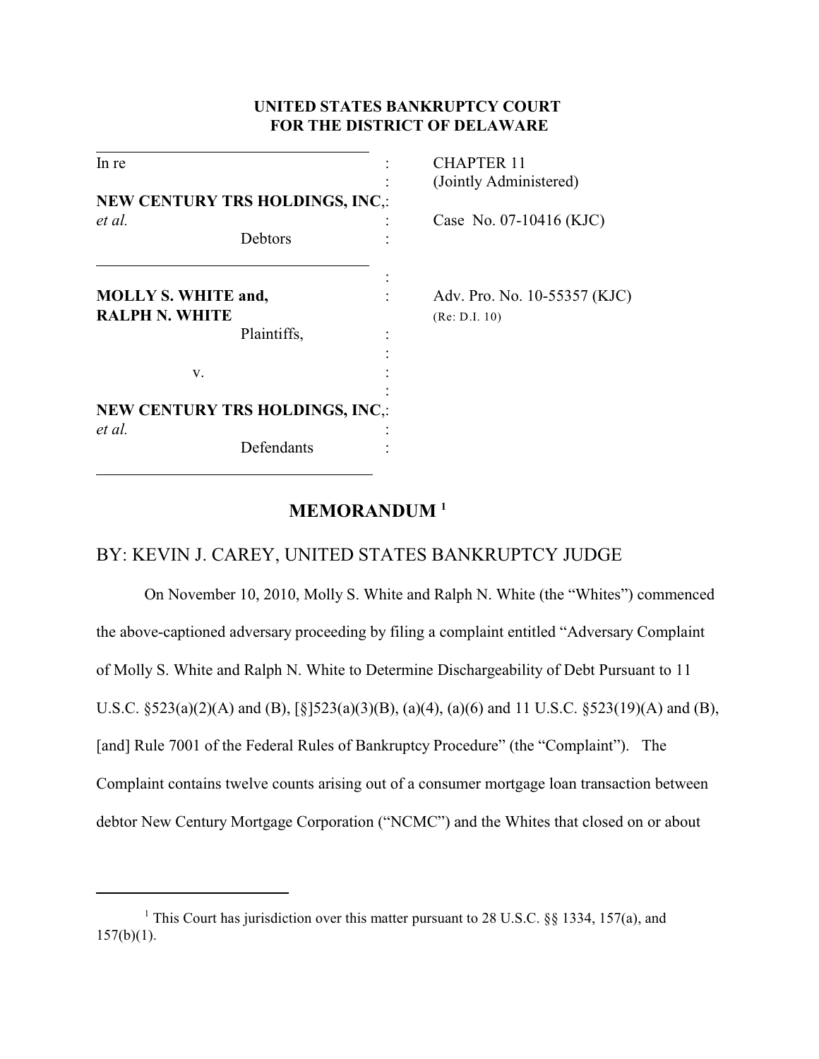**UNITED STATES BANKRUPTCY COURT**
**FOR THE DISTRICT OF DELAWARE**

| | | |
|---|---|---|
| In re | : | CHAPTER 11 |
| | : | (Jointly Administered) |
| **NEW CENTURY TRS HOLDINGS, INC**, *et al.* | : | Case No. 07-10416 (KJC) |
| Debtors | : | |
| | : | |
| **MOLLY S. WHITE and, RALPH N. WHITE** | : | Adv. Pro. No. 10-55357 (KJC) (Re: D.I. 10) |
| Plaintiffs, | : | |
| v. | : | |
| **NEW CENTURY TRS HOLDINGS, INC**, *et al.* | : | |
| Defendants | : | |

# MEMORANDUM [1]

## BY: KEVIN J. CAREY, UNITED STATES BANKRUPTCY JUDGE

On November 10, 2010, Molly S. White and Ralph N. White (the "Whites") commenced the above-captioned adversary proceeding by filing a complaint entitled "Adversary Complaint of Molly S. White and Ralph N. White to Determine Dischargeability of Debt Pursuant to 11 U.S.C. §523(a)(2)(A) and (B), [§]523(a)(3)(B), (a)(4), (a)(6) and 11 U.S.C. §523(19)(A) and (B), [and] Rule 7001 of the Federal Rules of Bankruptcy Procedure" (the "Complaint"). The Complaint contains twelve counts arising out of a consumer mortgage loan transaction between debtor New Century Mortgage Corporation ("NCMC") and the Whites that closed on or about

[1] This Court has jurisdiction over this matter pursuant to 28 U.S.C. §§ 1334, 157(a), and 157(b)(1).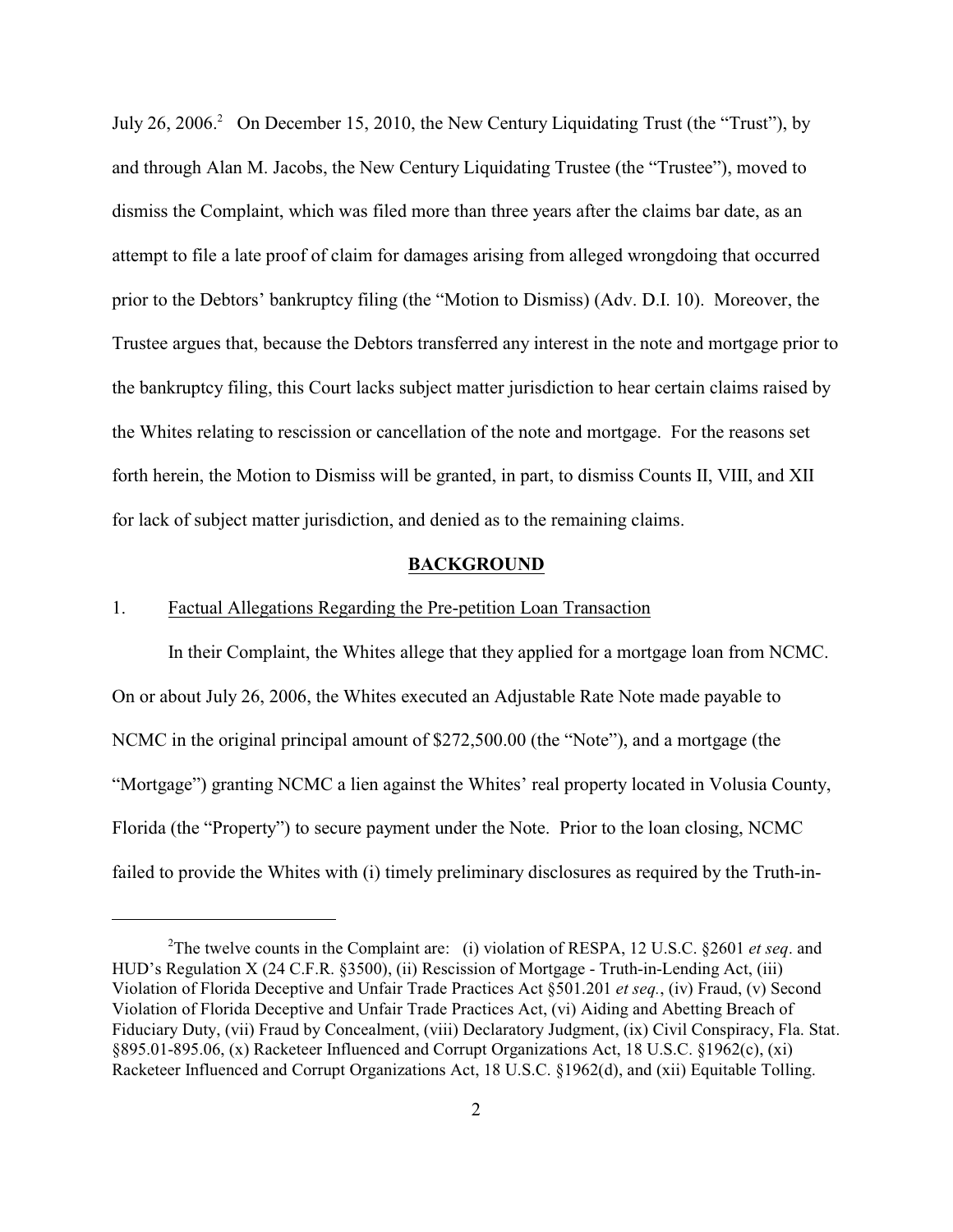July 26, 2006.[2] On December 15, 2010, the New Century Liquidating Trust (the "Trust"), by and through Alan M. Jacobs, the New Century Liquidating Trustee (the "Trustee"), moved to dismiss the Complaint, which was filed more than three years after the claims bar date, as an attempt to file a late proof of claim for damages arising from alleged wrongdoing that occurred prior to the Debtors' bankruptcy filing (the "Motion to Dismiss) (Adv. D.I. 10). Moreover, the Trustee argues that, because the Debtors transferred any interest in the note and mortgage prior to the bankruptcy filing, this Court lacks subject matter jurisdiction to hear certain claims raised by the Whites relating to rescission or cancellation of the note and mortgage. For the reasons set forth herein, the Motion to Dismiss will be granted, in part, to dismiss Counts II, VIII, and XII for lack of subject matter jurisdiction, and denied as to the remaining claims.

## BACKGROUND

1. Factual Allegations Regarding the Pre-petition Loan Transaction

In their Complaint, the Whites allege that they applied for a mortgage loan from NCMC. On or about July 26, 2006, the Whites executed an Adjustable Rate Note made payable to NCMC in the original principal amount of $272,500.00 (the "Note"), and a mortgage (the "Mortgage") granting NCMC a lien against the Whites' real property located in Volusia County, Florida (the "Property") to secure payment under the Note. Prior to the loan closing, NCMC failed to provide the Whites with (i) timely preliminary disclosures as required by the Truth-in-

[2] The twelve counts in the Complaint are: (i) violation of RESPA, 12 U.S.C. §2601 *et seq*. and HUD's Regulation X (24 C.F.R. §3500), (ii) Rescission of Mortgage - Truth-in-Lending Act, (iii) Violation of Florida Deceptive and Unfair Trade Practices Act §501.201 *et seq.*, (iv) Fraud, (v) Second Violation of Florida Deceptive and Unfair Trade Practices Act, (vi) Aiding and Abetting Breach of Fiduciary Duty, (vii) Fraud by Concealment, (viii) Declaratory Judgment, (ix) Civil Conspiracy, Fla. Stat. §895.01-895.06, (x) Racketeer Influenced and Corrupt Organizations Act, 18 U.S.C. §1962(c), (xi) Racketeer Influenced and Corrupt Organizations Act, 18 U.S.C. §1962(d), and (xii) Equitable Tolling.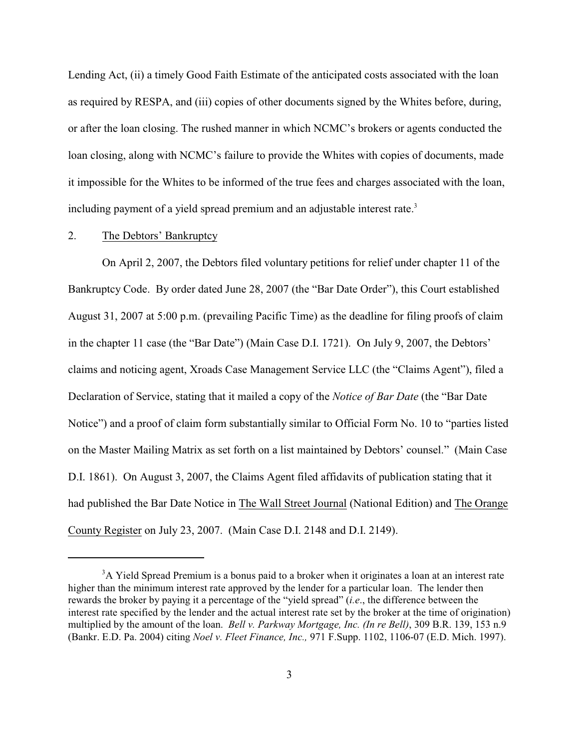Lending Act, (ii) a timely Good Faith Estimate of the anticipated costs associated with the loan as required by RESPA, and (iii) copies of other documents signed by the Whites before, during, or after the loan closing. The rushed manner in which NCMC's brokers or agents conducted the loan closing, along with NCMC's failure to provide the Whites with copies of documents, made it impossible for the Whites to be informed of the true fees and charges associated with the loan, including payment of a yield spread premium and an adjustable interest rate.[3]

2. The Debtors' Bankruptcy

On April 2, 2007, the Debtors filed voluntary petitions for relief under chapter 11 of the Bankruptcy Code. By order dated June 28, 2007 (the "Bar Date Order"), this Court established August 31, 2007 at 5:00 p.m. (prevailing Pacific Time) as the deadline for filing proofs of claim in the chapter 11 case (the "Bar Date") (Main Case D.I. 1721). On July 9, 2007, the Debtors' claims and noticing agent, Xroads Case Management Service LLC (the "Claims Agent"), filed a Declaration of Service, stating that it mailed a copy of the *Notice of Bar Date* (the "Bar Date Notice") and a proof of claim form substantially similar to Official Form No. 10 to "parties listed on the Master Mailing Matrix as set forth on a list maintained by Debtors' counsel." (Main Case D.I. 1861). On August 3, 2007, the Claims Agent filed affidavits of publication stating that it had published the Bar Date Notice in The Wall Street Journal (National Edition) and The Orange County Register on July 23, 2007. (Main Case D.I. 2148 and D.I. 2149).

---

[3] A Yield Spread Premium is a bonus paid to a broker when it originates a loan at an interest rate higher than the minimum interest rate approved by the lender for a particular loan. The lender then rewards the broker by paying it a percentage of the "yield spread" (*i.e.*, the difference between the interest rate specified by the lender and the actual interest rate set by the broker at the time of origination) multiplied by the amount of the loan. *Bell v. Parkway Mortgage, Inc. (In re Bell)*, 309 B.R. 139, 153 n.9 (Bankr. E.D. Pa. 2004) citing *Noel v. Fleet Finance, Inc.,* 971 F.Supp. 1102, 1106-07 (E.D. Mich. 1997).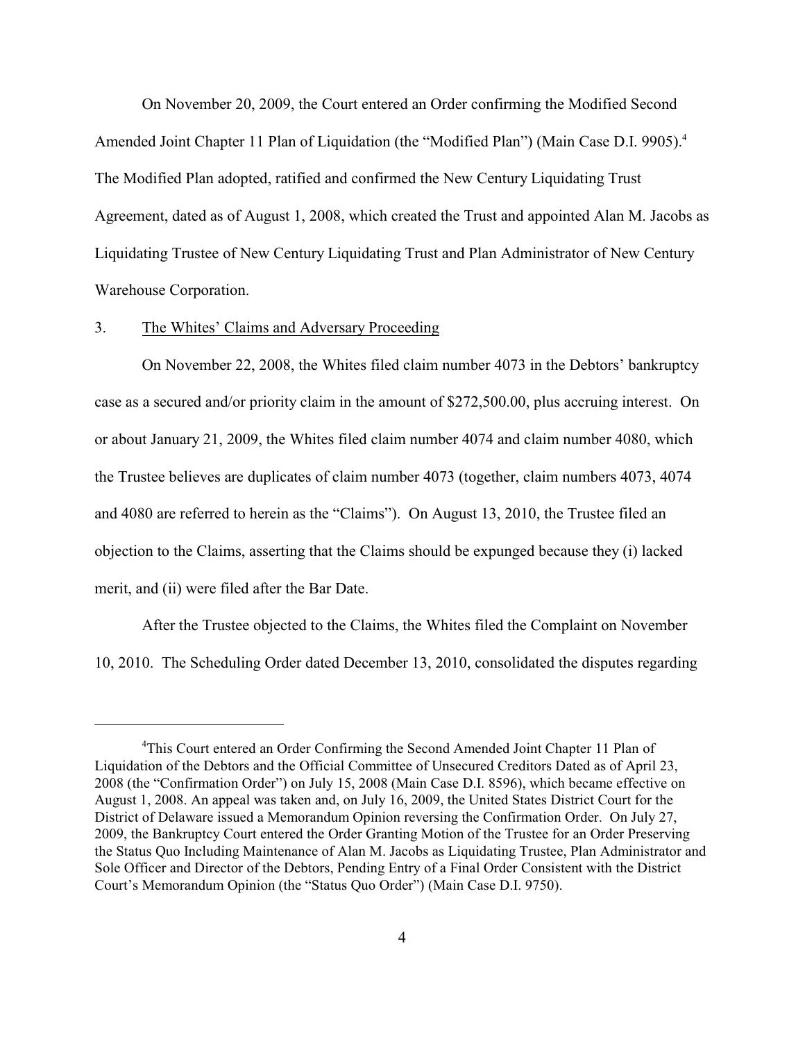On November 20, 2009, the Court entered an Order confirming the Modified Second Amended Joint Chapter 11 Plan of Liquidation (the "Modified Plan") (Main Case D.I. 9905).[4] The Modified Plan adopted, ratified and confirmed the New Century Liquidating Trust Agreement, dated as of August 1, 2008, which created the Trust and appointed Alan M. Jacobs as Liquidating Trustee of New Century Liquidating Trust and Plan Administrator of New Century Warehouse Corporation.

3. The Whites' Claims and Adversary Proceeding

On November 22, 2008, the Whites filed claim number 4073 in the Debtors' bankruptcy case as a secured and/or priority claim in the amount of $272,500.00, plus accruing interest. On or about January 21, 2009, the Whites filed claim number 4074 and claim number 4080, which the Trustee believes are duplicates of claim number 4073 (together, claim numbers 4073, 4074 and 4080 are referred to herein as the "Claims"). On August 13, 2010, the Trustee filed an objection to the Claims, asserting that the Claims should be expunged because they (i) lacked merit, and (ii) were filed after the Bar Date.

After the Trustee objected to the Claims, the Whites filed the Complaint on November 10, 2010. The Scheduling Order dated December 13, 2010, consolidated the disputes regarding

---

[4] This Court entered an Order Confirming the Second Amended Joint Chapter 11 Plan of Liquidation of the Debtors and the Official Committee of Unsecured Creditors Dated as of April 23, 2008 (the "Confirmation Order") on July 15, 2008 (Main Case D.I. 8596), which became effective on August 1, 2008. An appeal was taken and, on July 16, 2009, the United States District Court for the District of Delaware issued a Memorandum Opinion reversing the Confirmation Order. On July 27, 2009, the Bankruptcy Court entered the Order Granting Motion of the Trustee for an Order Preserving the Status Quo Including Maintenance of Alan M. Jacobs as Liquidating Trustee, Plan Administrator and Sole Officer and Director of the Debtors, Pending Entry of a Final Order Consistent with the District Court's Memorandum Opinion (the "Status Quo Order") (Main Case D.I. 9750).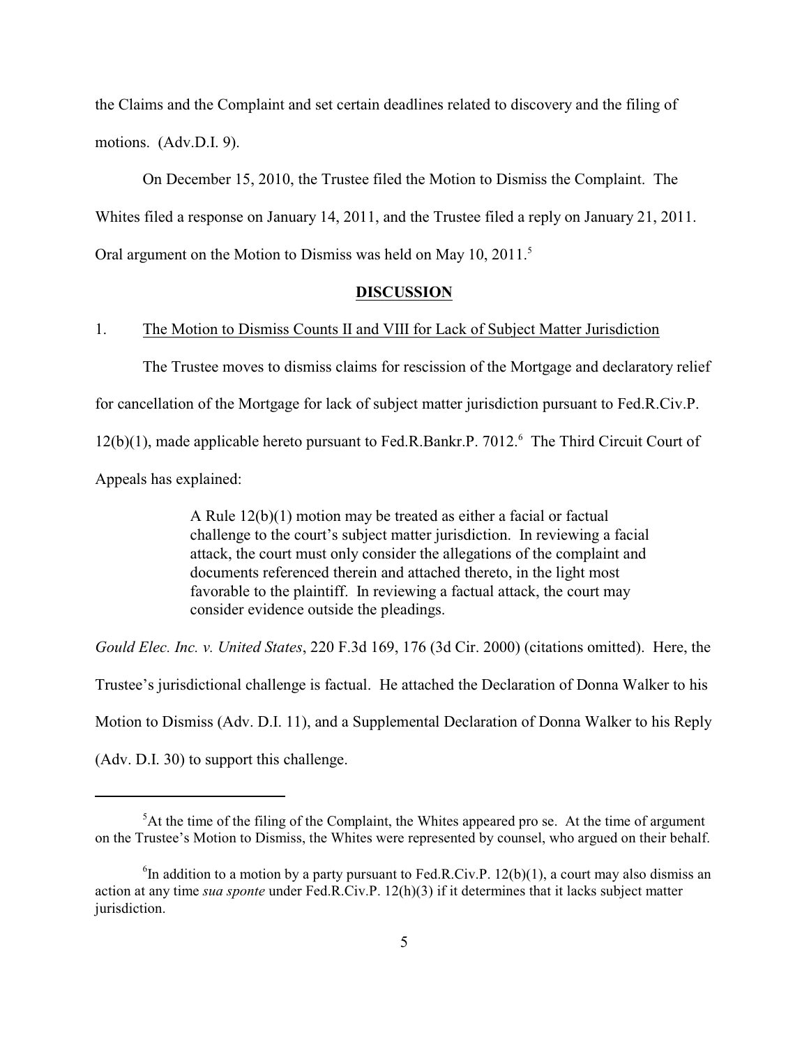the Claims and the Complaint and set certain deadlines related to discovery and the filing of motions. (Adv.D.I. 9).

On December 15, 2010, the Trustee filed the Motion to Dismiss the Complaint. The Whites filed a response on January 14, 2011, and the Trustee filed a reply on January 21, 2011. Oral argument on the Motion to Dismiss was held on May 10, 2011.[5]

## DISCUSSION

1. The Motion to Dismiss Counts II and VIII for Lack of Subject Matter Jurisdiction

The Trustee moves to dismiss claims for rescission of the Mortgage and declaratory relief for cancellation of the Mortgage for lack of subject matter jurisdiction pursuant to Fed.R.Civ.P. 12(b)(1), made applicable hereto pursuant to Fed.R.Bankr.P. 7012.[6] The Third Circuit Court of Appeals has explained:

> A Rule 12(b)(1) motion may be treated as either a facial or factual challenge to the court's subject matter jurisdiction. In reviewing a facial attack, the court must only consider the allegations of the complaint and documents referenced therein and attached thereto, in the light most favorable to the plaintiff. In reviewing a factual attack, the court may consider evidence outside the pleadings.

*Gould Elec. Inc. v. United States*, 220 F.3d 169, 176 (3d Cir. 2000) (citations omitted). Here, the Trustee's jurisdictional challenge is factual. He attached the Declaration of Donna Walker to his Motion to Dismiss (Adv. D.I. 11), and a Supplemental Declaration of Donna Walker to his Reply (Adv. D.I. 30) to support this challenge.

---

[5] At the time of the filing of the Complaint, the Whites appeared pro se. At the time of argument on the Trustee's Motion to Dismiss, the Whites were represented by counsel, who argued on their behalf.

[6] In addition to a motion by a party pursuant to Fed.R.Civ.P. 12(b)(1), a court may also dismiss an action at any time *sua sponte* under Fed.R.Civ.P. 12(h)(3) if it determines that it lacks subject matter jurisdiction.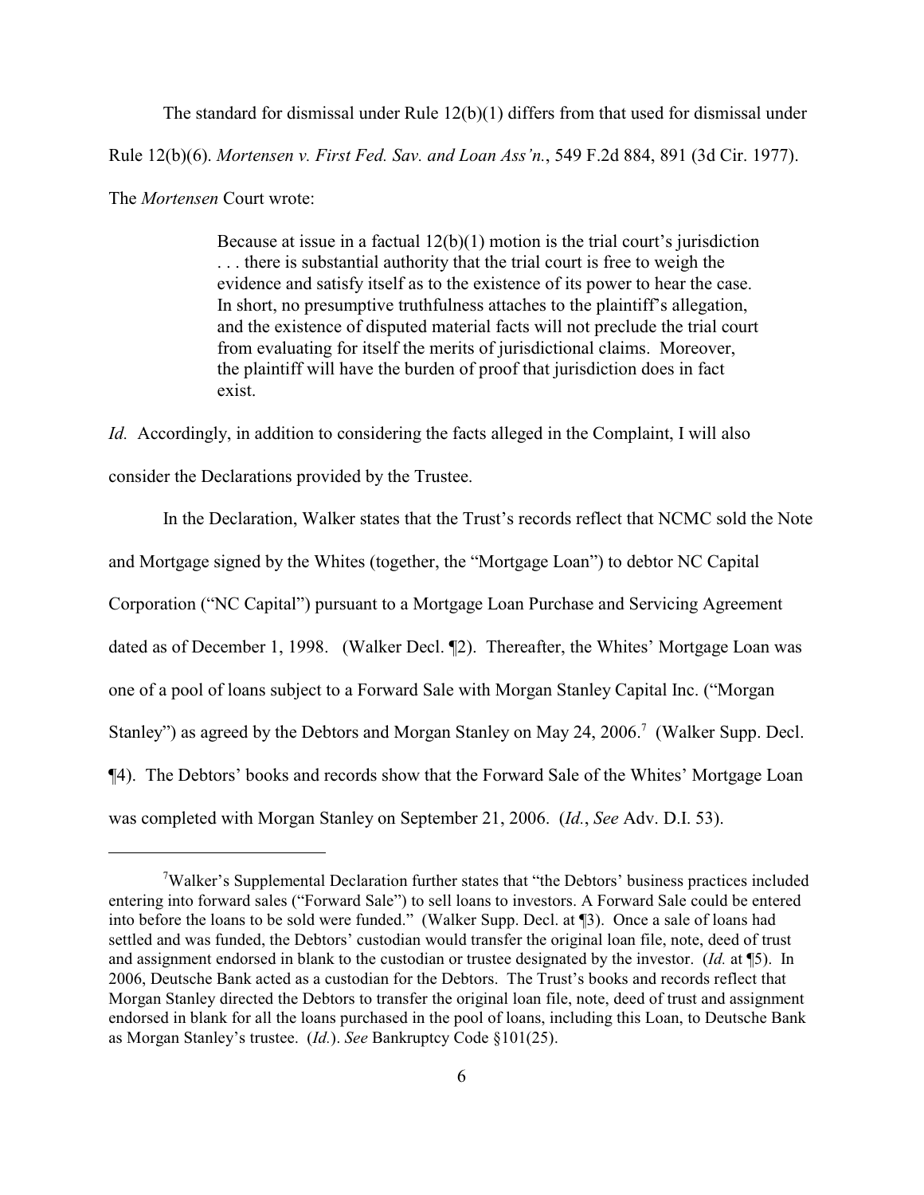The standard for dismissal under Rule 12(b)(1) differs from that used for dismissal under Rule 12(b)(6). *Mortensen v. First Fed. Sav. and Loan Ass'n.*, 549 F.2d 884, 891 (3d Cir. 1977). The *Mortensen* Court wrote:

> Because at issue in a factual 12(b)(1) motion is the trial court's jurisdiction . . . there is substantial authority that the trial court is free to weigh the evidence and satisfy itself as to the existence of its power to hear the case. In short, no presumptive truthfulness attaches to the plaintiff's allegation, and the existence of disputed material facts will not preclude the trial court from evaluating for itself the merits of jurisdictional claims. Moreover, the plaintiff will have the burden of proof that jurisdiction does in fact exist.

*Id.* Accordingly, in addition to considering the facts alleged in the Complaint, I will also consider the Declarations provided by the Trustee.

In the Declaration, Walker states that the Trust's records reflect that NCMC sold the Note and Mortgage signed by the Whites (together, the "Mortgage Loan") to debtor NC Capital Corporation ("NC Capital") pursuant to a Mortgage Loan Purchase and Servicing Agreement dated as of December 1, 1998. (Walker Decl. ¶2). Thereafter, the Whites' Mortgage Loan was one of a pool of loans subject to a Forward Sale with Morgan Stanley Capital Inc. ("Morgan Stanley") as agreed by the Debtors and Morgan Stanley on May 24, 2006.[7] (Walker Supp. Decl. ¶4). The Debtors' books and records show that the Forward Sale of the Whites' Mortgage Loan was completed with Morgan Stanley on September 21, 2006. (*Id.*, *See* Adv. D.I. 53).

---

[7] Walker's Supplemental Declaration further states that "the Debtors' business practices included entering into forward sales ("Forward Sale") to sell loans to investors. A Forward Sale could be entered into before the loans to be sold were funded." (Walker Supp. Decl. at ¶3). Once a sale of loans had settled and was funded, the Debtors' custodian would transfer the original loan file, note, deed of trust and assignment endorsed in blank to the custodian or trustee designated by the investor. (*Id.* at ¶5). In 2006, Deutsche Bank acted as a custodian for the Debtors. The Trust's books and records reflect that Morgan Stanley directed the Debtors to transfer the original loan file, note, deed of trust and assignment endorsed in blank for all the loans purchased in the pool of loans, including this Loan, to Deutsche Bank as Morgan Stanley's trustee. (*Id.*). *See* Bankruptcy Code §101(25).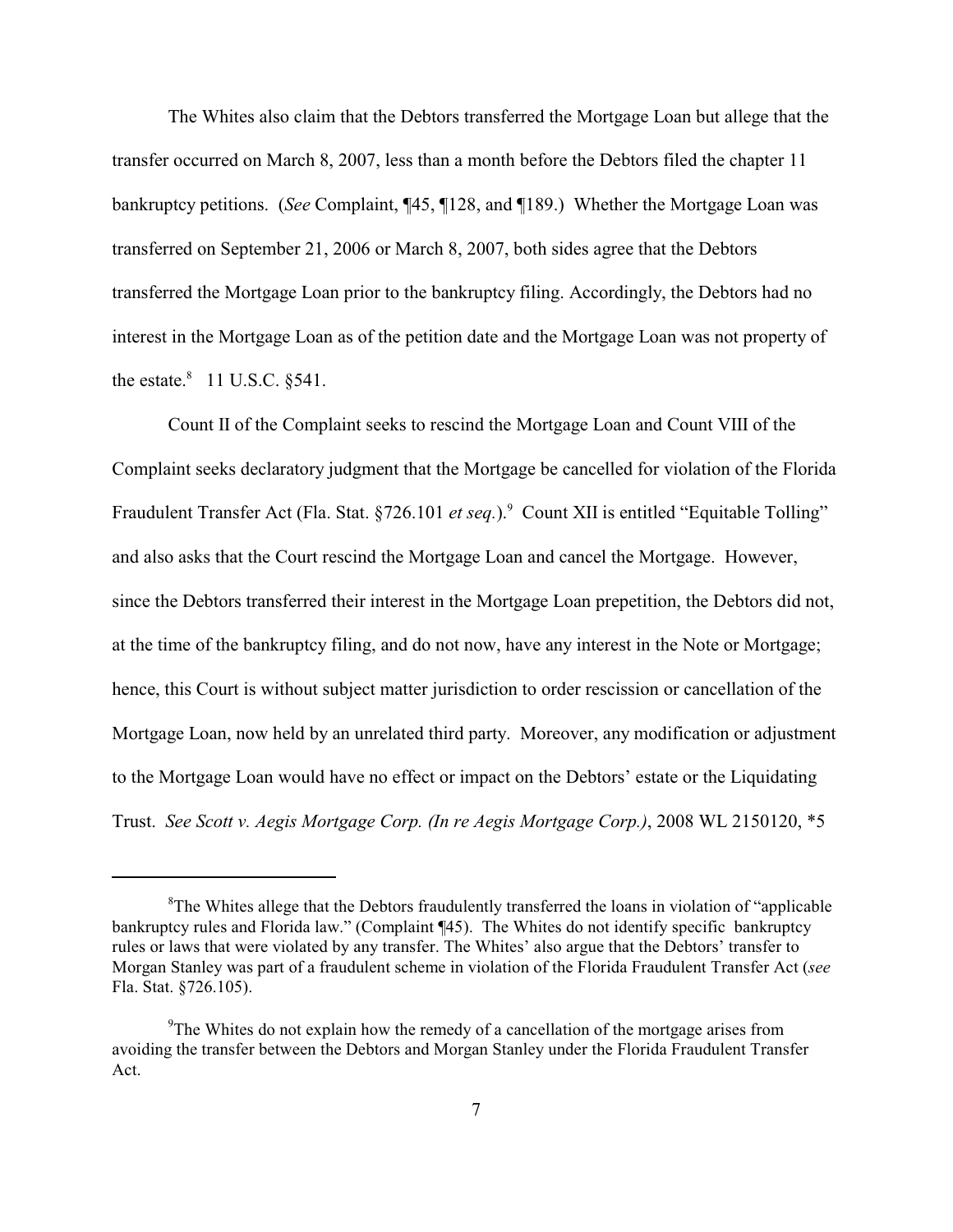The Whites also claim that the Debtors transferred the Mortgage Loan but allege that the transfer occurred on March 8, 2007, less than a month before the Debtors filed the chapter 11 bankruptcy petitions. (*See* Complaint, ¶45, ¶128, and ¶189.) Whether the Mortgage Loan was transferred on September 21, 2006 or March 8, 2007, both sides agree that the Debtors transferred the Mortgage Loan prior to the bankruptcy filing. Accordingly, the Debtors had no interest in the Mortgage Loan as of the petition date and the Mortgage Loan was not property of the estate.[8] 11 U.S.C. §541.

Count II of the Complaint seeks to rescind the Mortgage Loan and Count VIII of the Complaint seeks declaratory judgment that the Mortgage be cancelled for violation of the Florida Fraudulent Transfer Act (Fla. Stat. §726.101 *et seq.*).[9] Count XII is entitled "Equitable Tolling" and also asks that the Court rescind the Mortgage Loan and cancel the Mortgage. However, since the Debtors transferred their interest in the Mortgage Loan prepetition, the Debtors did not, at the time of the bankruptcy filing, and do not now, have any interest in the Note or Mortgage; hence, this Court is without subject matter jurisdiction to order rescission or cancellation of the Mortgage Loan, now held by an unrelated third party. Moreover, any modification or adjustment to the Mortgage Loan would have no effect or impact on the Debtors' estate or the Liquidating Trust. *See Scott v. Aegis Mortgage Corp. (In re Aegis Mortgage Corp.)*, 2008 WL 2150120, *5

---

[8] The Whites allege that the Debtors fraudulently transferred the loans in violation of "applicable bankruptcy rules and Florida law." (Complaint ¶45). The Whites do not identify specific bankruptcy rules or laws that were violated by any transfer. The Whites' also argue that the Debtors' transfer to Morgan Stanley was part of a fraudulent scheme in violation of the Florida Fraudulent Transfer Act (*see* Fla. Stat. §726.105).

[9] The Whites do not explain how the remedy of a cancellation of the mortgage arises from avoiding the transfer between the Debtors and Morgan Stanley under the Florida Fraudulent Transfer Act.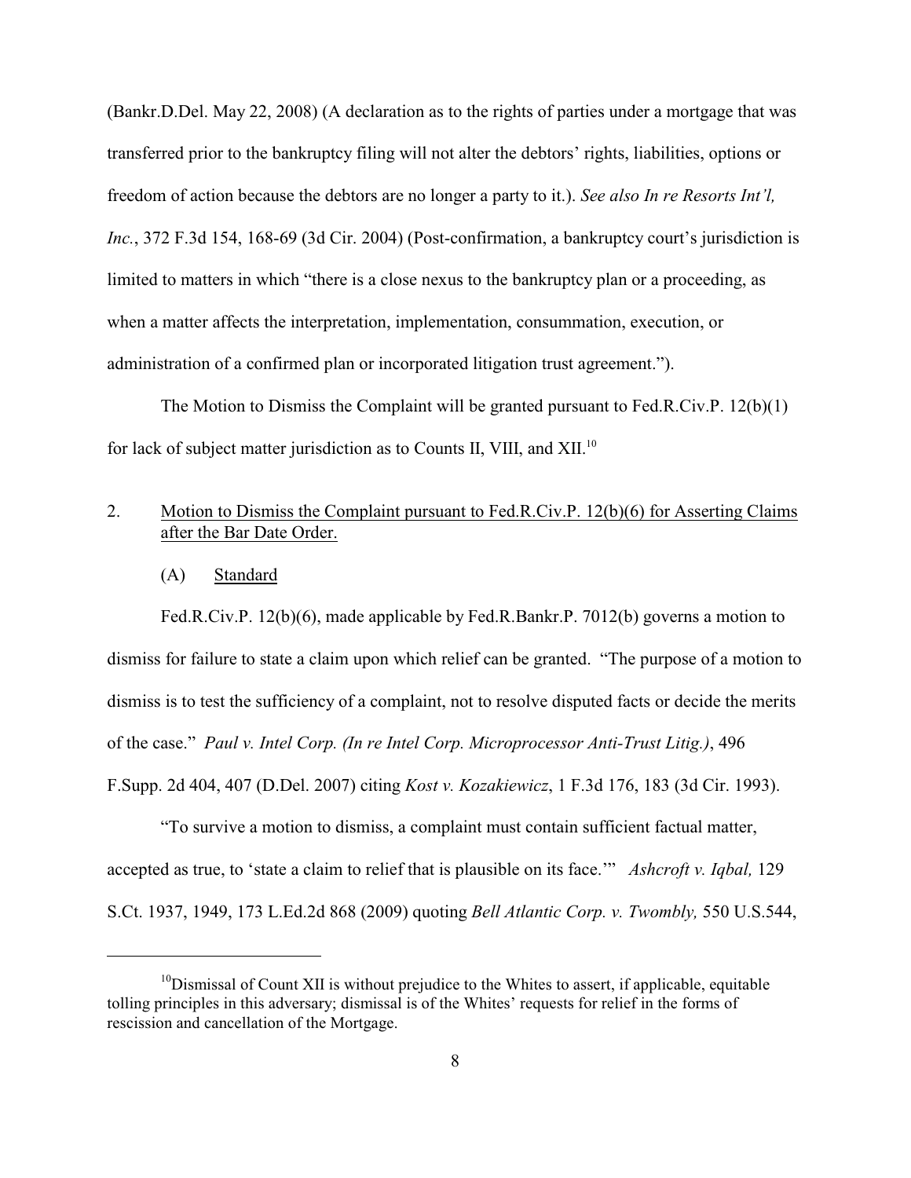(Bankr.D.Del. May 22, 2008) (A declaration as to the rights of parties under a mortgage that was transferred prior to the bankruptcy filing will not alter the debtors' rights, liabilities, options or freedom of action because the debtors are no longer a party to it.). *See also In re Resorts Int'l, Inc.*, 372 F.3d 154, 168-69 (3d Cir. 2004) (Post-confirmation, a bankruptcy court's jurisdiction is limited to matters in which "there is a close nexus to the bankruptcy plan or a proceeding, as when a matter affects the interpretation, implementation, consummation, execution, or administration of a confirmed plan or incorporated litigation trust agreement.").

The Motion to Dismiss the Complaint will be granted pursuant to Fed.R.Civ.P. 12(b)(1) for lack of subject matter jurisdiction as to Counts II, VIII, and XII.[10]

2. Motion to Dismiss the Complaint pursuant to Fed.R.Civ.P. 12(b)(6) for Asserting Claims after the Bar Date Order.

(A) Standard

Fed.R.Civ.P. 12(b)(6), made applicable by Fed.R.Bankr.P. 7012(b) governs a motion to dismiss for failure to state a claim upon which relief can be granted. "The purpose of a motion to dismiss is to test the sufficiency of a complaint, not to resolve disputed facts or decide the merits of the case." *Paul v. Intel Corp. (In re Intel Corp. Microprocessor Anti-Trust Litig.)*, 496 F.Supp. 2d 404, 407 (D.Del. 2007) citing *Kost v. Kozakiewicz*, 1 F.3d 176, 183 (3d Cir. 1993).

"To survive a motion to dismiss, a complaint must contain sufficient factual matter, accepted as true, to 'state a claim to relief that is plausible on its face.'" *Ashcroft v. Iqbal,* 129 S.Ct. 1937, 1949, 173 L.Ed.2d 868 (2009) quoting *Bell Atlantic Corp. v. Twombly,* 550 U.S.544,

---

[10]Dismissal of Count XII is without prejudice to the Whites to assert, if applicable, equitable tolling principles in this adversary; dismissal is of the Whites' requests for relief in the forms of rescission and cancellation of the Mortgage.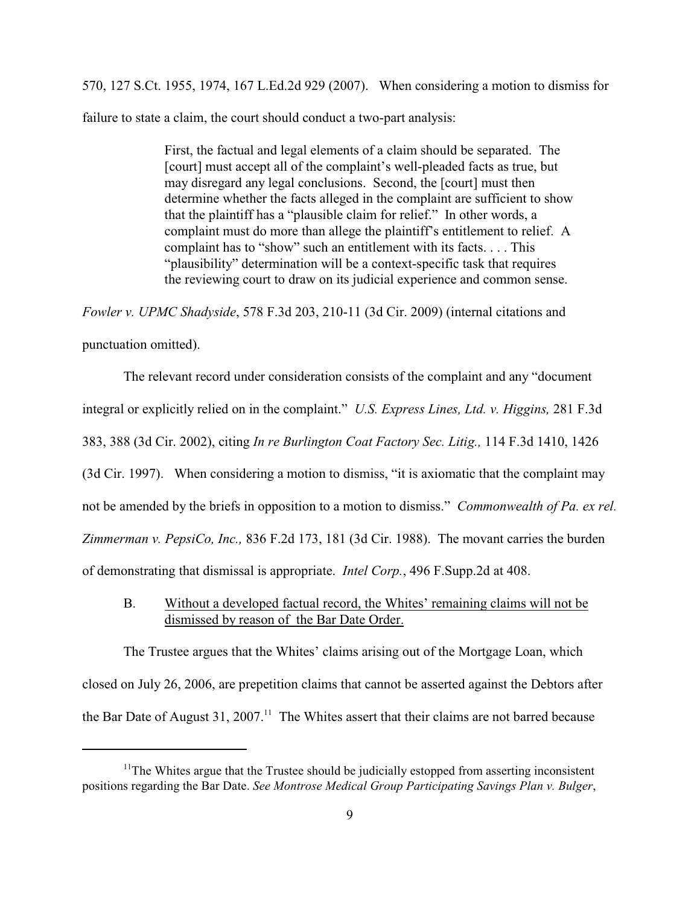570, 127 S.Ct. 1955, 1974, 167 L.Ed.2d 929 (2007). When considering a motion to dismiss for failure to state a claim, the court should conduct a two-part analysis:

> First, the factual and legal elements of a claim should be separated. The [court] must accept all of the complaint's well-pleaded facts as true, but may disregard any legal conclusions. Second, the [court] must then determine whether the facts alleged in the complaint are sufficient to show that the plaintiff has a "plausible claim for relief." In other words, a complaint must do more than allege the plaintiff's entitlement to relief. A complaint has to "show" such an entitlement with its facts. . . . This "plausibility" determination will be a context-specific task that requires the reviewing court to draw on its judicial experience and common sense.

*Fowler v. UPMC Shadyside*, 578 F.3d 203, 210-11 (3d Cir. 2009) (internal citations and punctuation omitted).

The relevant record under consideration consists of the complaint and any "document integral or explicitly relied on in the complaint." *U.S. Express Lines, Ltd. v. Higgins,* 281 F.3d 383, 388 (3d Cir. 2002), citing *In re Burlington Coat Factory Sec. Litig.,* 114 F.3d 1410, 1426 (3d Cir. 1997). When considering a motion to dismiss, "it is axiomatic that the complaint may not be amended by the briefs in opposition to a motion to dismiss." *Commonwealth of Pa. ex rel. Zimmerman v. PepsiCo, Inc.,* 836 F.2d 173, 181 (3d Cir. 1988). The movant carries the burden of demonstrating that dismissal is appropriate. *Intel Corp.*, 496 F.Supp.2d at 408.

B. Without a developed factual record, the Whites' remaining claims will not be dismissed by reason of the Bar Date Order.

The Trustee argues that the Whites' claims arising out of the Mortgage Loan, which closed on July 26, 2006, are prepetition claims that cannot be asserted against the Debtors after the Bar Date of August 31, 2007.[11] The Whites assert that their claims are not barred because

[11] The Whites argue that the Trustee should be judicially estopped from asserting inconsistent positions regarding the Bar Date. *See Montrose Medical Group Participating Savings Plan v. Bulger*,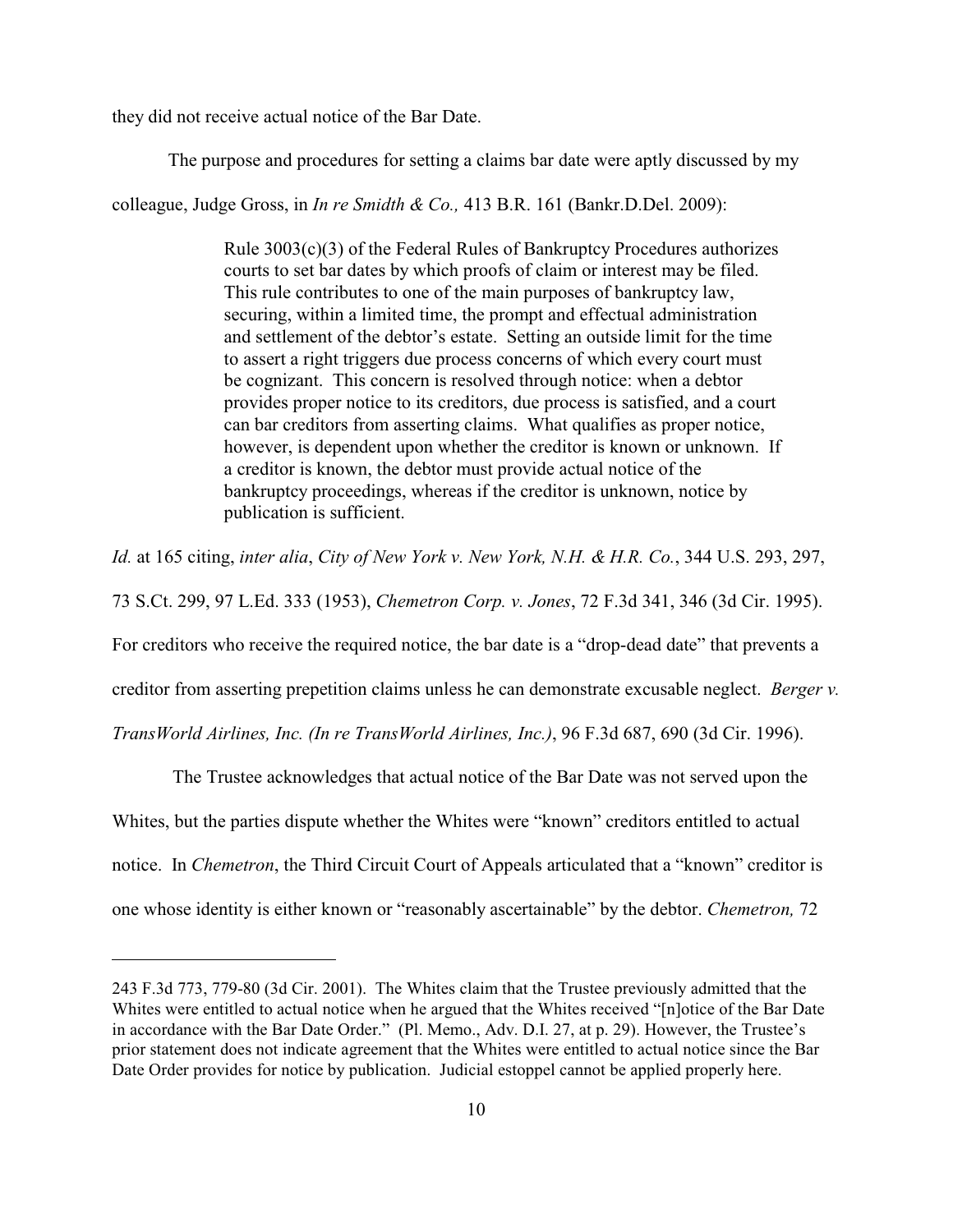they did not receive actual notice of the Bar Date.

The purpose and procedures for setting a claims bar date were aptly discussed by my colleague, Judge Gross, in *In re Smidth & Co.,* 413 B.R. 161 (Bankr.D.Del. 2009):

> Rule 3003(c)(3) of the Federal Rules of Bankruptcy Procedures authorizes courts to set bar dates by which proofs of claim or interest may be filed. This rule contributes to one of the main purposes of bankruptcy law, securing, within a limited time, the prompt and effectual administration and settlement of the debtor's estate. Setting an outside limit for the time to assert a right triggers due process concerns of which every court must be cognizant. This concern is resolved through notice: when a debtor provides proper notice to its creditors, due process is satisfied, and a court can bar creditors from asserting claims. What qualifies as proper notice, however, is dependent upon whether the creditor is known or unknown. If a creditor is known, the debtor must provide actual notice of the bankruptcy proceedings, whereas if the creditor is unknown, notice by publication is sufficient.

*Id.* at 165 citing, *inter alia*, *City of New York v. New York, N.H. & H.R. Co.*, 344 U.S. 293, 297, 73 S.Ct. 299, 97 L.Ed. 333 (1953), *Chemetron Corp. v. Jones*, 72 F.3d 341, 346 (3d Cir. 1995). For creditors who receive the required notice, the bar date is a "drop-dead date" that prevents a creditor from asserting prepetition claims unless he can demonstrate excusable neglect. *Berger v. TransWorld Airlines, Inc. (In re TransWorld Airlines, Inc.)*, 96 F.3d 687, 690 (3d Cir. 1996).

The Trustee acknowledges that actual notice of the Bar Date was not served upon the Whites, but the parties dispute whether the Whites were "known" creditors entitled to actual notice. In *Chemetron*, the Third Circuit Court of Appeals articulated that a "known" creditor is one whose identity is either known or "reasonably ascertainable" by the debtor. *Chemetron,* 72

---

243 F.3d 773, 779-80 (3d Cir. 2001). The Whites claim that the Trustee previously admitted that the Whites were entitled to actual notice when he argued that the Whites received "[n]otice of the Bar Date in accordance with the Bar Date Order." (Pl. Memo., Adv. D.I. 27, at p. 29). However, the Trustee's prior statement does not indicate agreement that the Whites were entitled to actual notice since the Bar Date Order provides for notice by publication. Judicial estoppel cannot be applied properly here.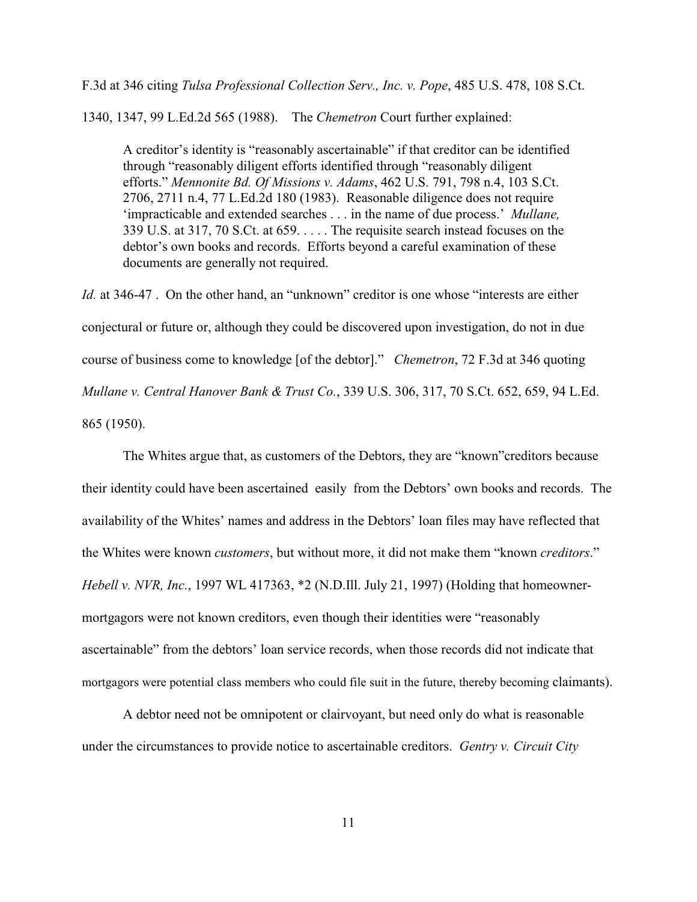F.3d at 346 citing *Tulsa Professional Collection Serv., Inc. v. Pope*, 485 U.S. 478, 108 S.Ct. 1340, 1347, 99 L.Ed.2d 565 (1988). The *Chemetron* Court further explained:

> A creditor's identity is "reasonably ascertainable" if that creditor can be identified through "reasonably diligent efforts identified through "reasonably diligent efforts." *Mennonite Bd. Of Missions v. Adams*, 462 U.S. 791, 798 n.4, 103 S.Ct. 2706, 2711 n.4, 77 L.Ed.2d 180 (1983). Reasonable diligence does not require 'impracticable and extended searches . . . in the name of due process.' *Mullane,* 339 U.S. at 317, 70 S.Ct. at 659. . . . . The requisite search instead focuses on the debtor's own books and records. Efforts beyond a careful examination of these documents are generally not required.

*Id.* at 346-47 . On the other hand, an "unknown" creditor is one whose "interests are either conjectural or future or, although they could be discovered upon investigation, do not in due course of business come to knowledge [of the debtor]." *Chemetron*, 72 F.3d at 346 quoting *Mullane v. Central Hanover Bank & Trust Co.*, 339 U.S. 306, 317, 70 S.Ct. 652, 659, 94 L.Ed. 865 (1950).

The Whites argue that, as customers of the Debtors, they are "known"creditors because their identity could have been ascertained easily from the Debtors' own books and records. The availability of the Whites' names and address in the Debtors' loan files may have reflected that the Whites were known *customers*, but without more, it did not make them "known *creditors*." *Hebell v. NVR, Inc.*, 1997 WL 417363, *2 (N.D.Ill. July 21, 1997) (Holding that homeowner-mortgagors were not known creditors, even though their identities were "reasonably ascertainable" from the debtors' loan service records, when those records did not indicate that mortgagors were potential class members who could file suit in the future, thereby becoming claimants).

A debtor need not be omnipotent or clairvoyant, but need only do what is reasonable under the circumstances to provide notice to ascertainable creditors. *Gentry v. Circuit City*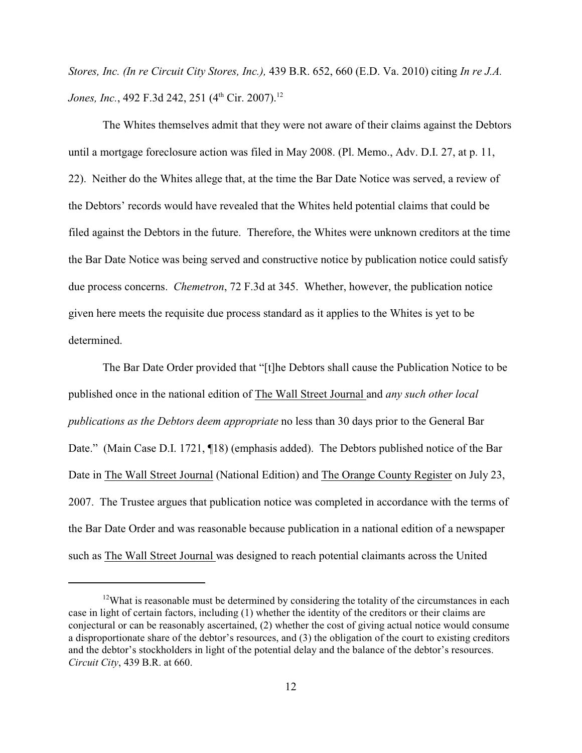*Stores, Inc. (In re Circuit City Stores, Inc.),* 439 B.R. 652, 660 (E.D. Va. 2010) citing *In re J.A. Jones, Inc.*, 492 F.3d 242, 251 (4th Cir. 2007).[12]

The Whites themselves admit that they were not aware of their claims against the Debtors until a mortgage foreclosure action was filed in May 2008. (Pl. Memo., Adv. D.I. 27, at p. 11, 22). Neither do the Whites allege that, at the time the Bar Date Notice was served, a review of the Debtors' records would have revealed that the Whites held potential claims that could be filed against the Debtors in the future. Therefore, the Whites were unknown creditors at the time the Bar Date Notice was being served and constructive notice by publication notice could satisfy due process concerns. *Chemetron*, 72 F.3d at 345. Whether, however, the publication notice given here meets the requisite due process standard as it applies to the Whites is yet to be determined.

The Bar Date Order provided that "[t]he Debtors shall cause the Publication Notice to be published once in the national edition of The Wall Street Journal and *any such other local publications as the Debtors deem appropriate* no less than 30 days prior to the General Bar Date." (Main Case D.I. 1721, ¶18) (emphasis added). The Debtors published notice of the Bar Date in The Wall Street Journal (National Edition) and The Orange County Register on July 23, 2007. The Trustee argues that publication notice was completed in accordance with the terms of the Bar Date Order and was reasonable because publication in a national edition of a newspaper such as The Wall Street Journal was designed to reach potential claimants across the United

[12] What is reasonable must be determined by considering the totality of the circumstances in each case in light of certain factors, including (1) whether the identity of the creditors or their claims are conjectural or can be reasonably ascertained, (2) whether the cost of giving actual notice would consume a disproportionate share of the debtor's resources, and (3) the obligation of the court to existing creditors and the debtor's stockholders in light of the potential delay and the balance of the debtor's resources. *Circuit City*, 439 B.R. at 660.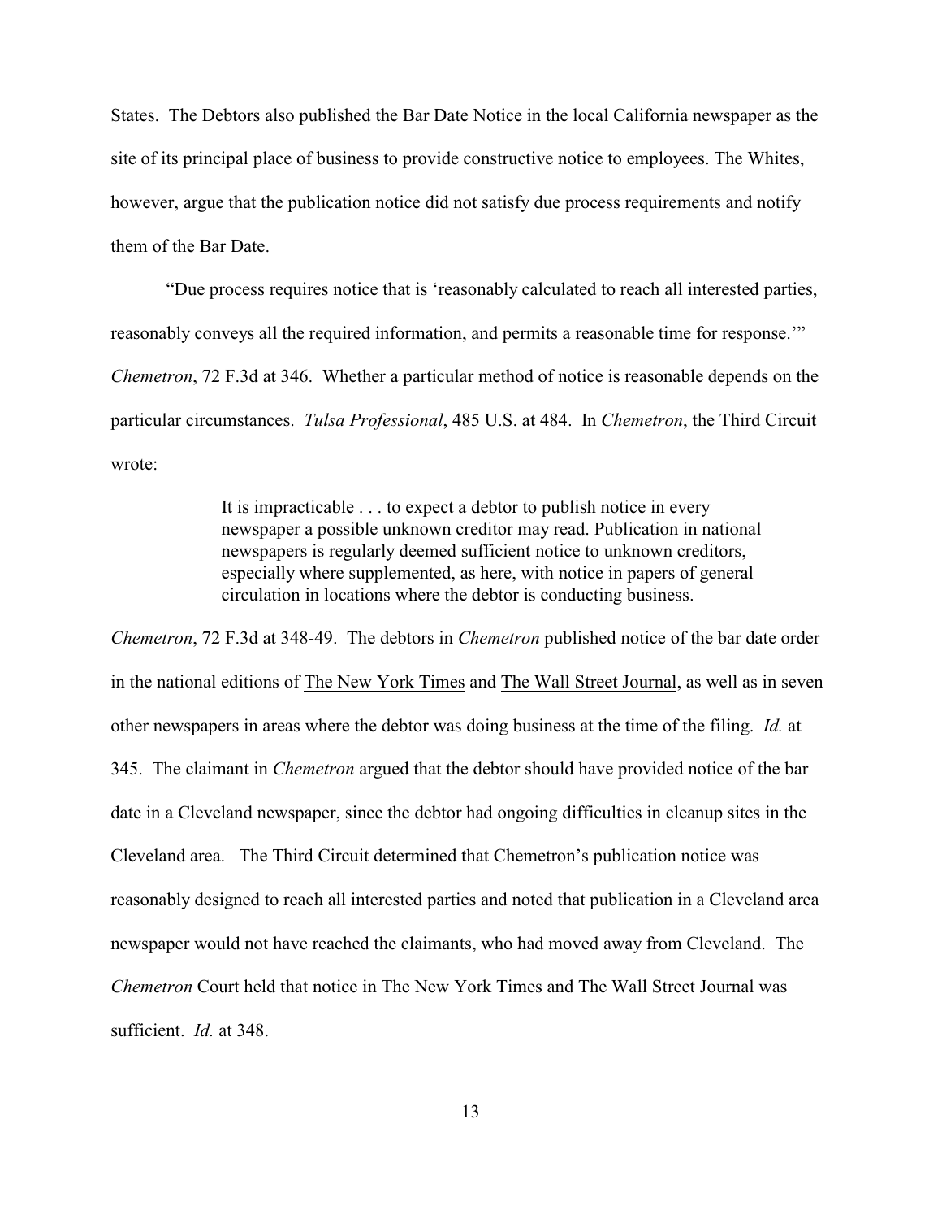States. The Debtors also published the Bar Date Notice in the local California newspaper as the site of its principal place of business to provide constructive notice to employees. The Whites, however, argue that the publication notice did not satisfy due process requirements and notify them of the Bar Date.

"Due process requires notice that is 'reasonably calculated to reach all interested parties, reasonably conveys all the required information, and permits a reasonable time for response.'" *Chemetron*, 72 F.3d at 346. Whether a particular method of notice is reasonable depends on the particular circumstances. *Tulsa Professional*, 485 U.S. at 484. In *Chemetron*, the Third Circuit wrote:

> It is impracticable . . . to expect a debtor to publish notice in every newspaper a possible unknown creditor may read. Publication in national newspapers is regularly deemed sufficient notice to unknown creditors, especially where supplemented, as here, with notice in papers of general circulation in locations where the debtor is conducting business.

*Chemetron*, 72 F.3d at 348-49. The debtors in *Chemetron* published notice of the bar date order in the national editions of The New York Times and The Wall Street Journal, as well as in seven other newspapers in areas where the debtor was doing business at the time of the filing. *Id.* at 345. The claimant in *Chemetron* argued that the debtor should have provided notice of the bar date in a Cleveland newspaper, since the debtor had ongoing difficulties in cleanup sites in the Cleveland area. The Third Circuit determined that Chemetron's publication notice was reasonably designed to reach all interested parties and noted that publication in a Cleveland area newspaper would not have reached the claimants, who had moved away from Cleveland. The *Chemetron* Court held that notice in The New York Times and The Wall Street Journal was sufficient. *Id.* at 348.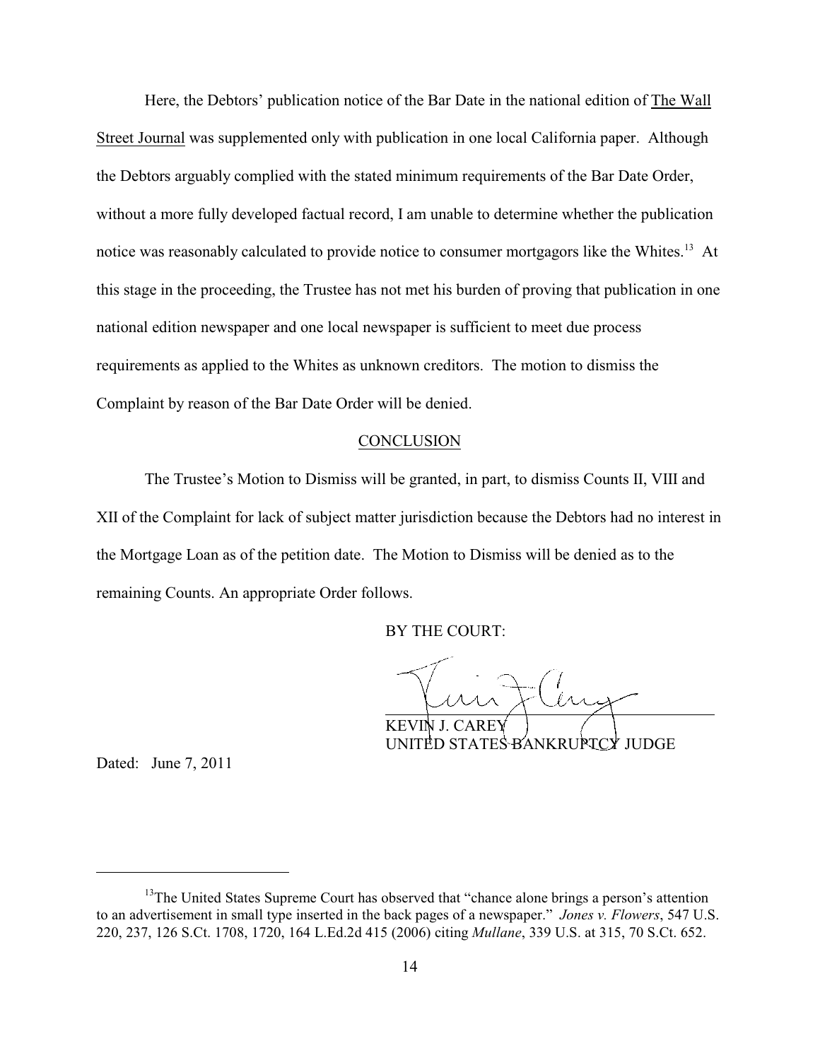Here, the Debtors' publication notice of the Bar Date in the national edition of The Wall Street Journal was supplemented only with publication in one local California paper. Although the Debtors arguably complied with the stated minimum requirements of the Bar Date Order, without a more fully developed factual record, I am unable to determine whether the publication notice was reasonably calculated to provide notice to consumer mortgagors like the Whites.[13] At this stage in the proceeding, the Trustee has not met his burden of proving that publication in one national edition newspaper and one local newspaper is sufficient to meet due process requirements as applied to the Whites as unknown creditors. The motion to dismiss the Complaint by reason of the Bar Date Order will be denied.

## CONCLUSION

The Trustee's Motion to Dismiss will be granted, in part, to dismiss Counts II, VIII and XII of the Complaint for lack of subject matter jurisdiction because the Debtors had no interest in the Mortgage Loan as of the petition date. The Motion to Dismiss will be denied as to the remaining Counts. An appropriate Order follows.

BY THE COURT:

KEVIN J. CAREY
UNITED STATES BANKRUPTCY JUDGE

Dated: June 7, 2011

---

[13] The United States Supreme Court has observed that "chance alone brings a person's attention to an advertisement in small type inserted in the back pages of a newspaper." *Jones v. Flowers*, 547 U.S. 220, 237, 126 S.Ct. 1708, 1720, 164 L.Ed.2d 415 (2006) citing *Mullane*, 339 U.S. at 315, 70 S.Ct. 652.